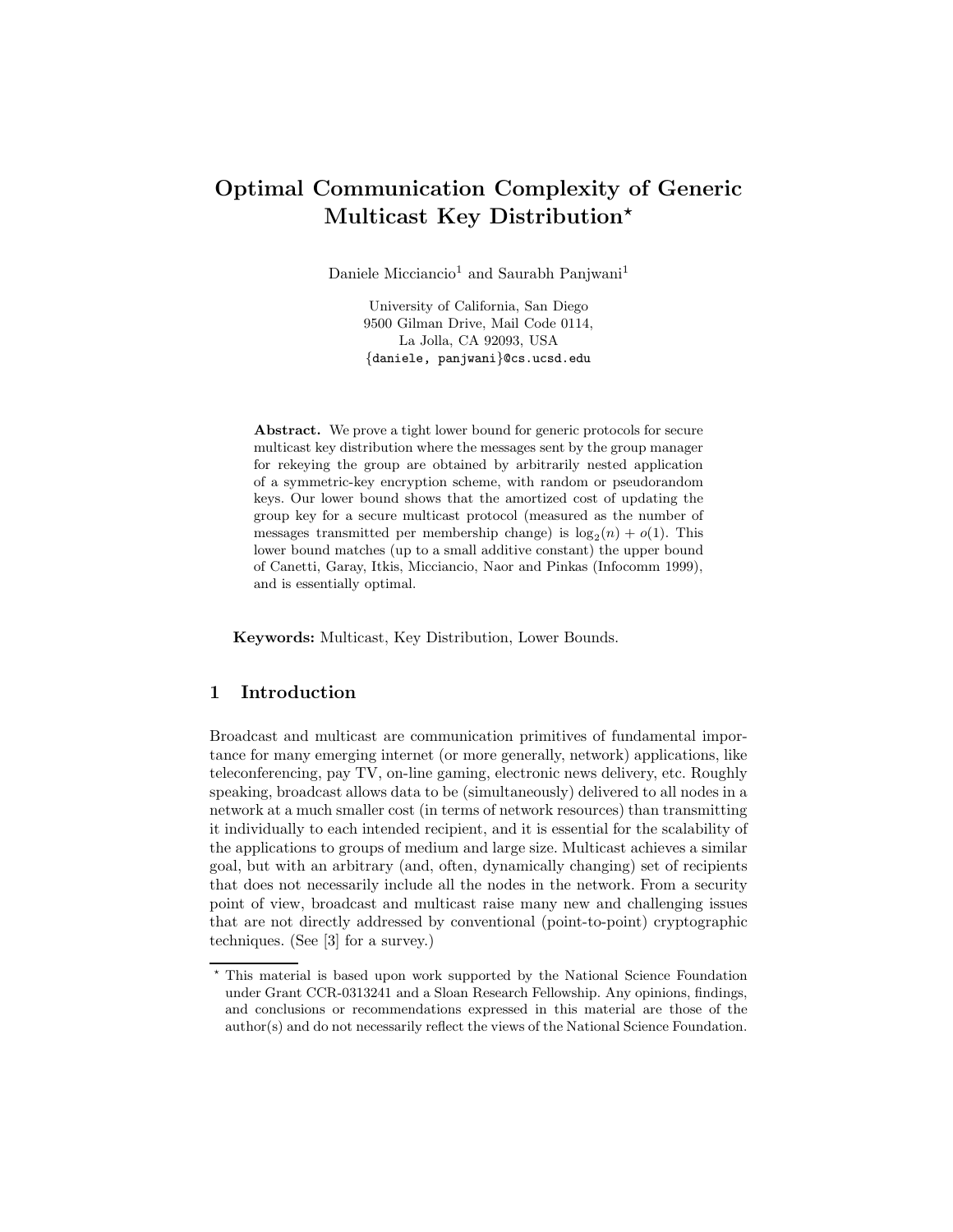# Optimal Communication Complexity of Generic Multicast Key Distribution*

Daniele Micciancio[1] and Saurabh Panjwani[1]

University of California, San Diego
9500 Gilman Drive, Mail Code 0114,
La Jolla, CA 92093, USA
{daniele, panjwani}@cs.ucsd.edu

**Abstract.** We prove a tight lower bound for generic protocols for secure multicast key distribution where the messages sent by the group manager for rekeying the group are obtained by arbitrarily nested application of a symmetric-key encryption scheme, with random or pseudorandom keys. Our lower bound shows that the amortized cost of updating the group key for a secure multicast protocol (measured as the number of messages transmitted per membership change) is $\log_2(n) + o(1)$. This lower bound matches (up to a small additive constant) the upper bound of Canetti, Garay, Itkis, Micciancio, Naor and Pinkas (Infocomm 1999), and is essentially optimal.

**Keywords:** Multicast, Key Distribution, Lower Bounds.

## 1 Introduction

Broadcast and multicast are communication primitives of fundamental importance for many emerging internet (or more generally, network) applications, like teleconferencing, pay TV, on-line gaming, electronic news delivery, etc. Roughly speaking, broadcast allows data to be (simultaneously) delivered to all nodes in a network at a much smaller cost (in terms of network resources) than transmitting it individually to each intended recipient, and it is essential for the scalability of the applications to groups of medium and large size. Multicast achieves a similar goal, but with an arbitrary (and, often, dynamically changing) set of recipients that does not necessarily include all the nodes in the network. From a security point of view, broadcast and multicast raise many new and challenging issues that are not directly addressed by conventional (point-to-point) cryptographic techniques. (See [3] for a survey.)

* This material is based upon work supported by the National Science Foundation under Grant CCR-0313241 and a Sloan Research Fellowship. Any opinions, findings, and conclusions or recommendations expressed in this material are those of the author(s) and do not necessarily reflect the views of the National Science Foundation.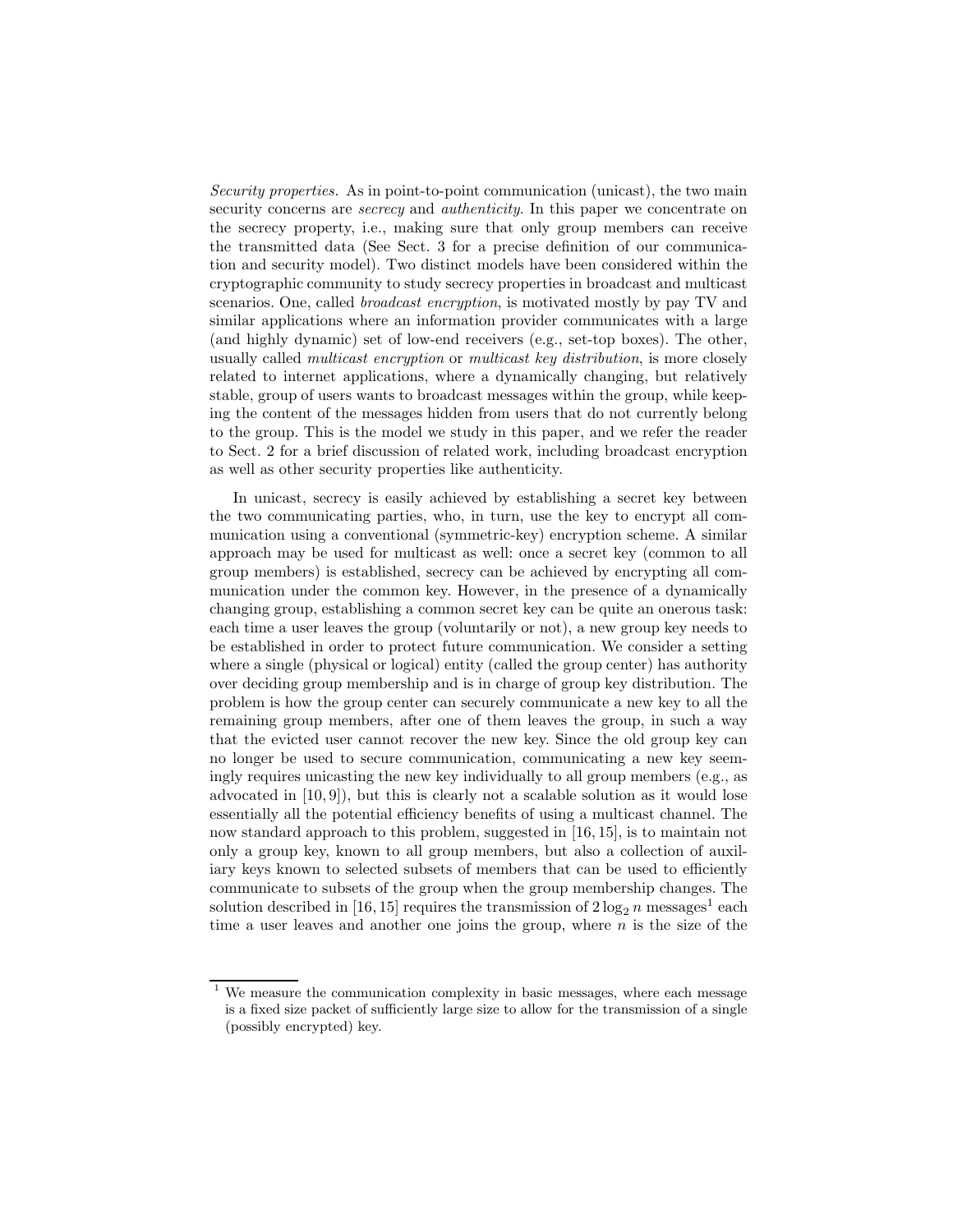*Security properties.* As in point-to-point communication (unicast), the two main security concerns are *secrecy* and *authenticity*. In this paper we concentrate on the secrecy property, i.e., making sure that only group members can receive the transmitted data (See Sect. 3 for a precise definition of our communication and security model). Two distinct models have been considered within the cryptographic community to study secrecy properties in broadcast and multicast scenarios. One, called *broadcast encryption*, is motivated mostly by pay TV and similar applications where an information provider communicates with a large (and highly dynamic) set of low-end receivers (e.g., set-top boxes). The other, usually called *multicast encryption* or *multicast key distribution*, is more closely related to internet applications, where a dynamically changing, but relatively stable, group of users wants to broadcast messages within the group, while keeping the content of the messages hidden from users that do not currently belong to the group. This is the model we study in this paper, and we refer the reader to Sect. 2 for a brief discussion of related work, including broadcast encryption as well as other security properties like authenticity.

In unicast, secrecy is easily achieved by establishing a secret key between the two communicating parties, who, in turn, use the key to encrypt all communication using a conventional (symmetric-key) encryption scheme. A similar approach may be used for multicast as well: once a secret key (common to all group members) is established, secrecy can be achieved by encrypting all communication under the common key. However, in the presence of a dynamically changing group, establishing a common secret key can be quite an onerous task: each time a user leaves the group (voluntarily or not), a new group key needs to be established in order to protect future communication. We consider a setting where a single (physical or logical) entity (called the group center) has authority over deciding group membership and is in charge of group key distribution. The problem is how the group center can securely communicate a new key to all the remaining group members, after one of them leaves the group, in such a way that the evicted user cannot recover the new key. Since the old group key can no longer be used to secure communication, communicating a new key seemingly requires unicasting the new key individually to all group members (e.g., as advocated in [10, 9]), but this is clearly not a scalable solution as it would lose essentially all the potential efficiency benefits of using a multicast channel. The now standard approach to this problem, suggested in [16, 15], is to maintain not only a group key, known to all group members, but also a collection of auxiliary keys known to selected subsets of members that can be used to efficiently communicate to subsets of the group when the group membership changes. The solution described in [16, 15] requires the transmission of $2 \log_2 n$ messages[1] each time a user leaves and another one joins the group, where $n$ is the size of the

[1] We measure the communication complexity in basic messages, where each message is a fixed size packet of sufficiently large size to allow for the transmission of a single (possibly encrypted) key.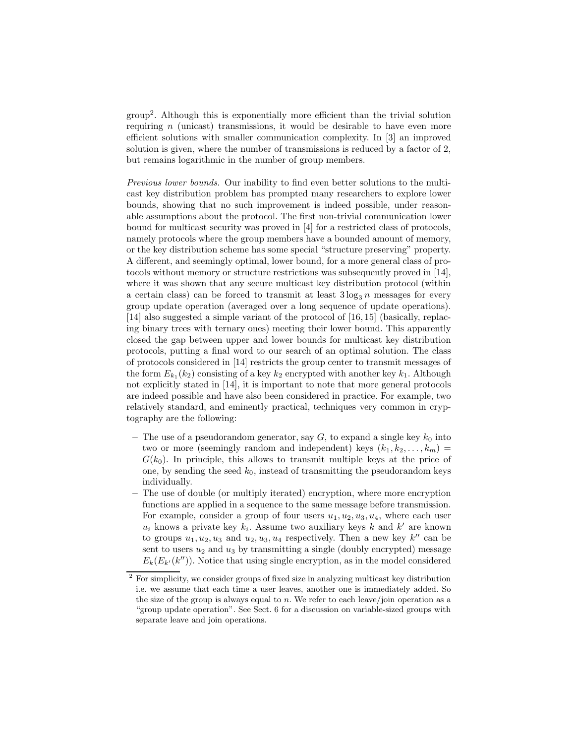group[2]. Although this is exponentially more efficient than the trivial solution requiring $n$ (unicast) transmissions, it would be desirable to have even more efficient solutions with smaller communication complexity. In [3] an improved solution is given, where the number of transmissions is reduced by a factor of 2, but remains logarithmic in the number of group members.

*Previous lower bounds.* Our inability to find even better solutions to the multicast key distribution problem has prompted many researchers to explore lower bounds, showing that no such improvement is indeed possible, under reasonable assumptions about the protocol. The first non-trivial communication lower bound for multicast security was proved in [4] for a restricted class of protocols, namely protocols where the group members have a bounded amount of memory, or the key distribution scheme has some special "structure preserving" property. A different, and seemingly optimal, lower bound, for a more general class of protocols without memory or structure restrictions was subsequently proved in [14], where it was shown that any secure multicast key distribution protocol (within a certain class) can be forced to transmit at least $3 \log_3 n$ messages for every group update operation (averaged over a long sequence of update operations). [14] also suggested a simple variant of the protocol of [16, 15] (basically, replacing binary trees with ternary ones) meeting their lower bound. This apparently closed the gap between upper and lower bounds for multicast key distribution protocols, putting a final word to our search of an optimal solution. The class of protocols considered in [14] restricts the group center to transmit messages of the form $E_{k_1}(k_2)$ consisting of a key $k_2$ encrypted with another key $k_1$. Although not explicitly stated in [14], it is important to note that more general protocols are indeed possible and have also been considered in practice. For example, two relatively standard, and eminently practical, techniques very common in cryptography are the following:

- The use of a pseudorandom generator, say $G$, to expand a single key $k_0$ into two or more (seemingly random and independent) keys $(k_1, k_2, \ldots, k_m) = G(k_0)$. In principle, this allows to transmit multiple keys at the price of one, by sending the seed $k_0$, instead of transmitting the pseudorandom keys individually.
- The use of double (or multiply iterated) encryption, where more encryption functions are applied in a sequence to the same message before transmission. For example, consider a group of four users $u_1, u_2, u_3, u_4$, where each user $u_i$ knows a private key $k_i$. Assume two auxiliary keys $k$ and $k'$ are known to groups $u_1, u_2, u_3$ and $u_2, u_3, u_4$ respectively. Then a new key $k''$ can be sent to users $u_2$ and $u_3$ by transmitting a single (doubly encrypted) message $E_k(E_{k'}(k''))$. Notice that using single encryption, as in the model considered

[2] For simplicity, we consider groups of fixed size in analyzing multicast key distribution i.e. we assume that each time a user leaves, another one is immediately added. So the size of the group is always equal to $n$. We refer to each leave/join operation as a "group update operation". See Sect. 6 for a discussion on variable-sized groups with separate leave and join operations.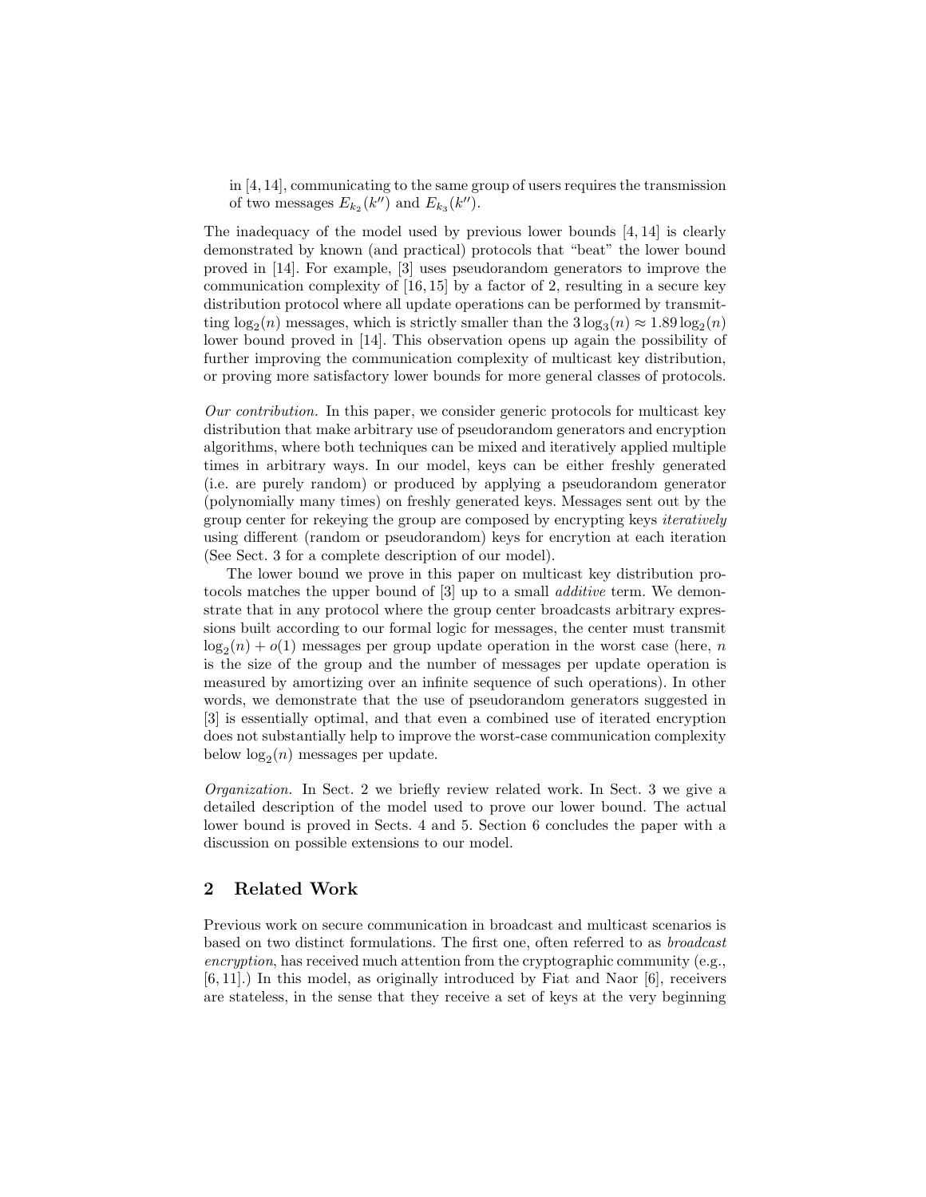in [4, 14], communicating to the same group of users requires the transmission of two messages $E_{k_2}(k'')$ and $E_{k_3}(k'')$.

The inadequacy of the model used by previous lower bounds [4, 14] is clearly demonstrated by known (and practical) protocols that "beat" the lower bound proved in [14]. For example, [3] uses pseudorandom generators to improve the communication complexity of [16, 15] by a factor of 2, resulting in a secure key distribution protocol where all update operations can be performed by transmitting $\log_2(n)$ messages, which is strictly smaller than the $3\log_3(n) \approx 1.89\log_2(n)$ lower bound proved in [14]. This observation opens up again the possibility of further improving the communication complexity of multicast key distribution, or proving more satisfactory lower bounds for more general classes of protocols.

*Our contribution.* In this paper, we consider generic protocols for multicast key distribution that make arbitrary use of pseudorandom generators and encryption algorithms, where both techniques can be mixed and iteratively applied multiple times in arbitrary ways. In our model, keys can be either freshly generated (i.e. are purely random) or produced by applying a pseudorandom generator (polynomially many times) on freshly generated keys. Messages sent out by the group center for rekeying the group are composed by encrypting keys *iteratively* using different (random or pseudorandom) keys for encrytion at each iteration (See Sect. 3 for a complete description of our model).

The lower bound we prove in this paper on multicast key distribution protocols matches the upper bound of [3] up to a small *additive* term. We demonstrate that in any protocol where the group center broadcasts arbitrary expressions built according to our formal logic for messages, the center must transmit $\log_2(n) + o(1)$ messages per group update operation in the worst case (here, $n$ is the size of the group and the number of messages per update operation is measured by amortizing over an infinite sequence of such operations). In other words, we demonstrate that the use of pseudorandom generators suggested in [3] is essentially optimal, and that even a combined use of iterated encryption does not substantially help to improve the worst-case communication complexity below $\log_2(n)$ messages per update.

*Organization.* In Sect. 2 we briefly review related work. In Sect. 3 we give a detailed description of the model used to prove our lower bound. The actual lower bound is proved in Sects. 4 and 5. Section 6 concludes the paper with a discussion on possible extensions to our model.

## 2 Related Work

Previous work on secure communication in broadcast and multicast scenarios is based on two distinct formulations. The first one, often referred to as *broadcast encryption*, has received much attention from the cryptographic community (e.g., [6, 11].) In this model, as originally introduced by Fiat and Naor [6], receivers are stateless, in the sense that they receive a set of keys at the very beginning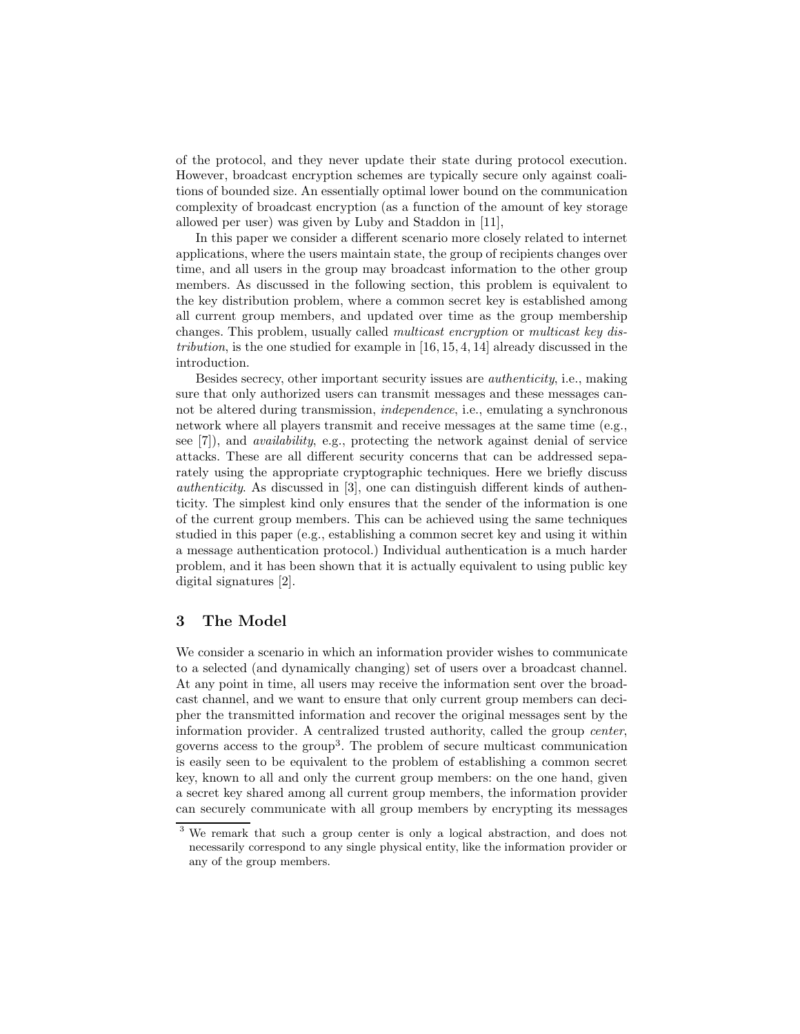of the protocol, and they never update their state during protocol execution. However, broadcast encryption schemes are typically secure only against coalitions of bounded size. An essentially optimal lower bound on the communication complexity of broadcast encryption (as a function of the amount of key storage allowed per user) was given by Luby and Staddon in [11],

In this paper we consider a different scenario more closely related to internet applications, where the users maintain state, the group of recipients changes over time, and all users in the group may broadcast information to the other group members. As discussed in the following section, this problem is equivalent to the key distribution problem, where a common secret key is established among all current group members, and updated over time as the group membership changes. This problem, usually called *multicast encryption* or *multicast key distribution*, is the one studied for example in [16, 15, 4, 14] already discussed in the introduction.

Besides secrecy, other important security issues are *authenticity*, i.e., making sure that only authorized users can transmit messages and these messages cannot be altered during transmission, *independence*, i.e., emulating a synchronous network where all players transmit and receive messages at the same time (e.g., see [7]), and *availability*, e.g., protecting the network against denial of service attacks. These are all different security concerns that can be addressed separately using the appropriate cryptographic techniques. Here we briefly discuss *authenticity*. As discussed in [3], one can distinguish different kinds of authenticity. The simplest kind only ensures that the sender of the information is one of the current group members. This can be achieved using the same techniques studied in this paper (e.g., establishing a common secret key and using it within a message authentication protocol.) Individual authentication is a much harder problem, and it has been shown that it is actually equivalent to using public key digital signatures [2].

## 3 The Model

We consider a scenario in which an information provider wishes to communicate to a selected (and dynamically changing) set of users over a broadcast channel. At any point in time, all users may receive the information sent over the broadcast channel, and we want to ensure that only current group members can decipher the transmitted information and recover the original messages sent by the information provider. A centralized trusted authority, called the group *center*, governs access to the group[3]. The problem of secure multicast communication is easily seen to be equivalent to the problem of establishing a common secret key, known to all and only the current group members: on the one hand, given a secret key shared among all current group members, the information provider can securely communicate with all group members by encrypting its messages

[3] We remark that such a group center is only a logical abstraction, and does not necessarily correspond to any single physical entity, like the information provider or any of the group members.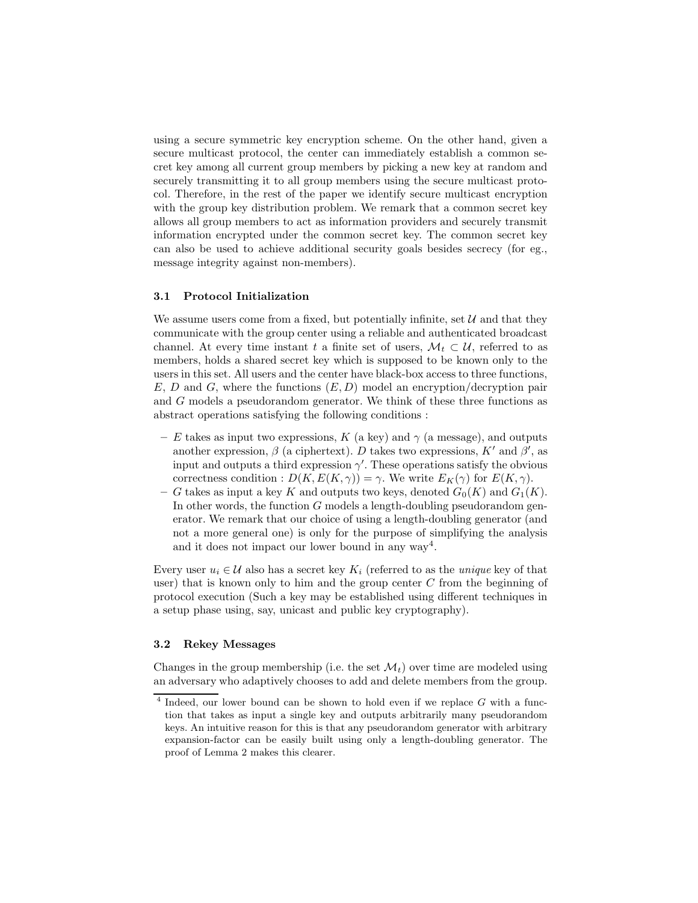using a secure symmetric key encryption scheme. On the other hand, given a secure multicast protocol, the center can immediately establish a common secret key among all current group members by picking a new key at random and securely transmitting it to all group members using the secure multicast protocol. Therefore, in the rest of the paper we identify secure multicast encryption with the group key distribution problem. We remark that a common secret key allows all group members to act as information providers and securely transmit information encrypted under the common secret key. The common secret key can also be used to achieve additional security goals besides secrecy (for eg., message integrity against non-members).

### 3.1 Protocol Initialization

We assume users come from a fixed, but potentially infinite, set $\mathcal{U}$ and that they communicate with the group center using a reliable and authenticated broadcast channel. At every time instant $t$ a finite set of users, $\mathcal{M}_t \subset \mathcal{U}$, referred to as members, holds a shared secret key which is supposed to be known only to the users in this set. All users and the center have black-box access to three functions, $E$, $D$ and $G$, where the functions $(E, D)$ model an encryption/decryption pair and $G$ models a pseudorandom generator. We think of these three functions as abstract operations satisfying the following conditions :

- $E$ takes as input two expressions, $K$ (a key) and $\gamma$ (a message), and outputs another expression, $\beta$ (a ciphertext). $D$ takes two expressions, $K'$ and $\beta'$, as input and outputs a third expression $\gamma'$. These operations satisfy the obvious correctness condition : $D(K, E(K, \gamma)) = \gamma$. We write $E_K(\gamma)$ for $E(K, \gamma)$.
- $G$ takes as input a key $K$ and outputs two keys, denoted $G_0(K)$ and $G_1(K)$. In other words, the function $G$ models a length-doubling pseudorandom generator. We remark that our choice of using a length-doubling generator (and not a more general one) is only for the purpose of simplifying the analysis and it does not impact our lower bound in any way[4].

Every user $u_i \in \mathcal{U}$ also has a secret key $K_i$ (referred to as the *unique* key of that user) that is known only to him and the group center $C$ from the beginning of protocol execution (Such a key may be established using different techniques in a setup phase using, say, unicast and public key cryptography).

### 3.2 Rekey Messages

Changes in the group membership (i.e. the set $\mathcal{M}_t$) over time are modeled using an adversary who adaptively chooses to add and delete members from the group.

[4] Indeed, our lower bound can be shown to hold even if we replace $G$ with a function that takes as input a single key and outputs arbitrarily many pseudorandom keys. An intuitive reason for this is that any pseudorandom generator with arbitrary expansion-factor can be easily built using only a length-doubling generator. The proof of Lemma 2 makes this clearer.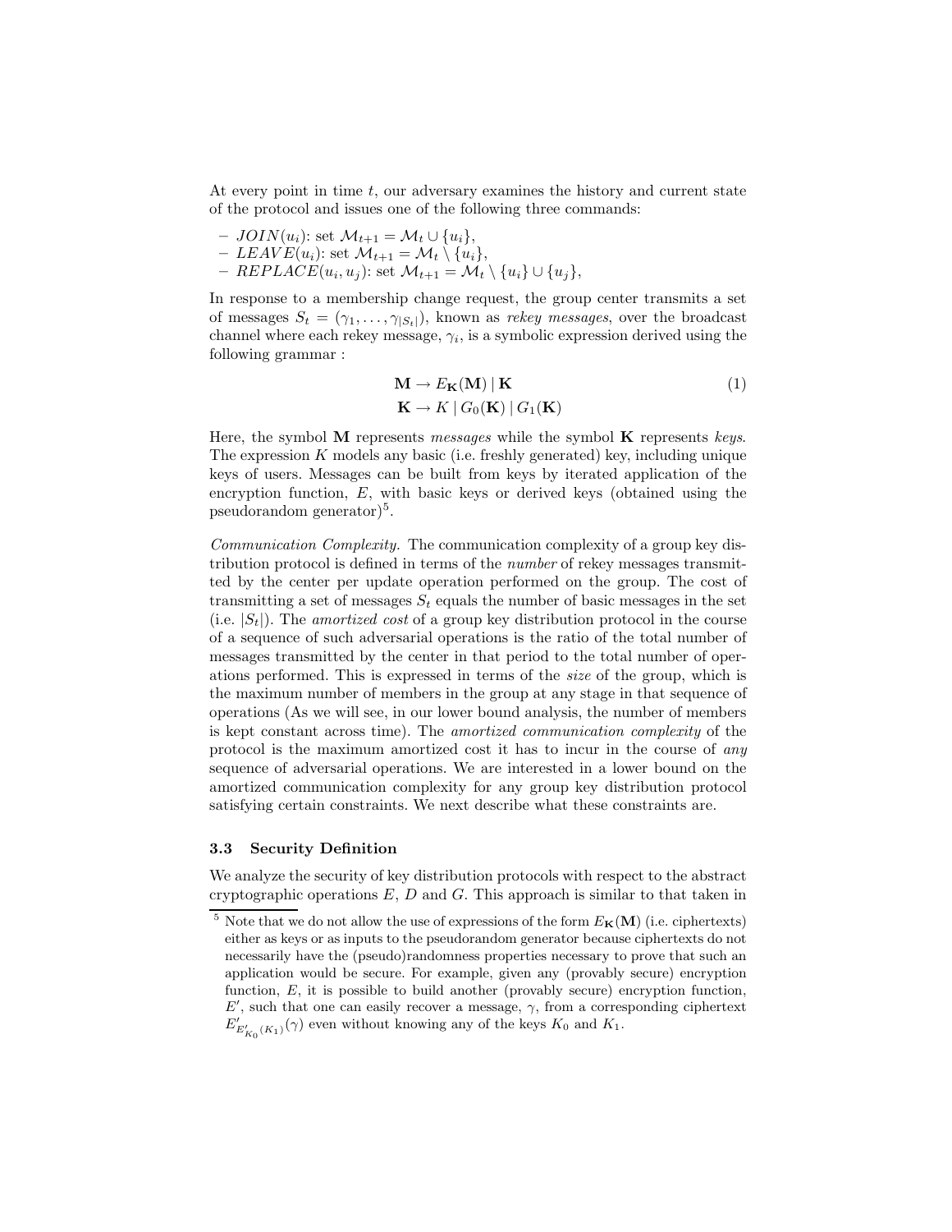At every point in time $t$, our adversary examines the history and current state of the protocol and issues one of the following three commands:

- $JOIN(u_i)$: set $\mathcal{M}_{t+1} = \mathcal{M}_t \cup \{u_i\}$,
- $LEAVE(u_i)$: set $\mathcal{M}_{t+1} = \mathcal{M}_t \setminus \{u_i\}$,
- $REPLACE(u_i, u_j)$: set $\mathcal{M}_{t+1} = \mathcal{M}_t \setminus \{u_i\} \cup \{u_j\}$,

In response to a membership change request, the group center transmits a set of messages $S_t = (\gamma_1, \ldots, \gamma_{|S_t|})$, known as *rekey messages*, over the broadcast channel where each rekey message, $\gamma_i$, is a symbolic expression derived using the following grammar :

$$\begin{aligned} \mathbf{M} &\rightarrow E_{\mathbf{K}}(\mathbf{M}) \mid \mathbf{K} \\ \mathbf{K} &\rightarrow K \mid G_0(\mathbf{K}) \mid G_1(\mathbf{K}) \end{aligned} \tag{1}$$

Here, the symbol $\mathbf{M}$ represents *messages* while the symbol $\mathbf{K}$ represents *keys*. The expression $K$ models any basic (i.e. freshly generated) key, including unique keys of users. Messages can be built from keys by iterated application of the encryption function, $E$, with basic keys or derived keys (obtained using the pseudorandom generator)[5].

*Communication Complexity.* The communication complexity of a group key distribution protocol is defined in terms of the *number* of rekey messages transmitted by the center per update operation performed on the group. The cost of transmitting a set of messages $S_t$ equals the number of basic messages in the set (i.e. $|S_t|$). The *amortized cost* of a group key distribution protocol in the course of a sequence of such adversarial operations is the ratio of the total number of messages transmitted by the center in that period to the total number of operations performed. This is expressed in terms of the *size* of the group, which is the maximum number of members in the group at any stage in that sequence of operations (As we will see, in our lower bound analysis, the number of members is kept constant across time). The *amortized communication complexity* of the protocol is the maximum amortized cost it has to incur in the course of *any* sequence of adversarial operations. We are interested in a lower bound on the amortized communication complexity for any group key distribution protocol satisfying certain constraints. We next describe what these constraints are.

### 3.3 Security Definition

We analyze the security of key distribution protocols with respect to the abstract cryptographic operations $E$, $D$ and $G$. This approach is similar to that taken in

[5] Note that we do not allow the use of expressions of the form $E_{\mathbf{K}}(\mathbf{M})$ (i.e. ciphertexts) either as keys or as inputs to the pseudorandom generator because ciphertexts do not necessarily have the (pseudo)randomness properties necessary to prove that such an application would be secure. For example, given any (provably secure) encryption function, $E$, it is possible to build another (provably secure) encryption function, $E'$, such that one can easily recover a message, $\gamma$, from a corresponding ciphertext $E'_{E'_{K_0}(K_1)}(\gamma)$ even without knowing any of the keys $K_0$ and $K_1$.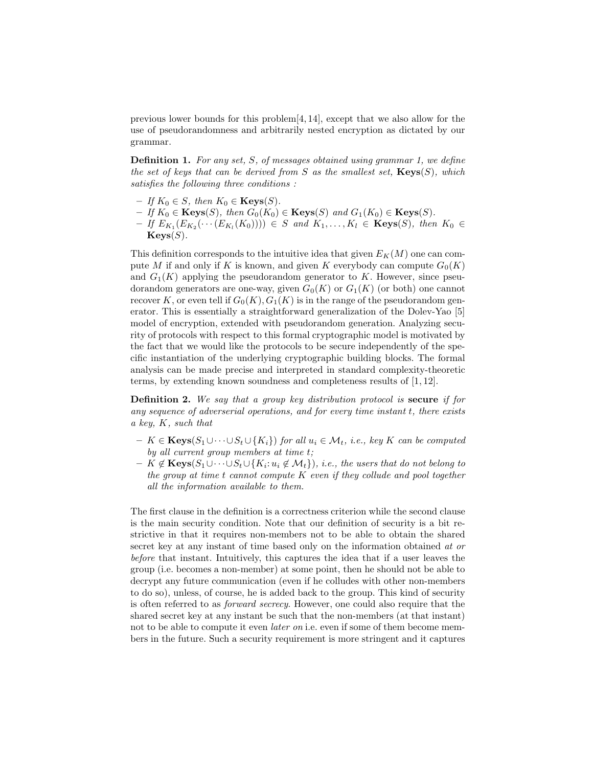previous lower bounds for this problem[4, 14], except that we also allow for the use of pseudorandomness and arbitrarily nested encryption as dictated by our grammar.

**Definition 1.** *For any set, $S$, of messages obtained using grammar 1, we define the set of keys that can be derived from $S$ as the smallest set,* $\mathbf{Keys}(S)$*, which satisfies the following three conditions :*

- *If $K_0 \in S$, then $K_0 \in \mathbf{Keys}(S)$.*
- *If $K_0 \in \mathbf{Keys}(S)$, then $G_0(K_0) \in \mathbf{Keys}(S)$ and $G_1(K_0) \in \mathbf{Keys}(S)$.*
- *If $E_{K_1}(E_{K_2}(\cdots(E_{K_l}(K_0)))) \in S$ and $K_1, \ldots, K_l \in \mathbf{Keys}(S)$, then $K_0 \in \mathbf{Keys}(S)$.*

This definition corresponds to the intuitive idea that given $E_K(M)$ one can compute $M$ if and only if $K$ is known, and given $K$ everybody can compute $G_0(K)$ and $G_1(K)$ applying the pseudorandom generator to $K$. However, since pseudorandom generators are one-way, given $G_0(K)$ or $G_1(K)$ (or both) one cannot recover $K$, or even tell if $G_0(K), G_1(K)$ is in the range of the pseudorandom generator. This is essentially a straightforward generalization of the Dolev-Yao [5] model of encryption, extended with pseudorandom generation. Analyzing security of protocols with respect to this formal cryptographic model is motivated by the fact that we would like the protocols to be secure independently of the specific instantiation of the underlying cryptographic building blocks. The formal analysis can be made precise and interpreted in standard complexity-theoretic terms, by extending known soundness and completeness results of [1, 12].

**Definition 2.** *We say that a group key distribution protocol is* **secure** *if for any sequence of adverserial operations, and for every time instant $t$, there exists a key, $K$, such that*

- *$K \in \mathbf{Keys}(S_1 \cup \cdots \cup S_t \cup \{K_i\})$ for all $u_i \in \mathcal{M}_t$, i.e., key $K$ can be computed by all current group members at time $t$;*
- *$K \notin \mathbf{Keys}(S_1 \cup \cdots \cup S_t \cup \{K_i : u_i \notin \mathcal{M}_t\})$, i.e., the users that do not belong to the group at time $t$ cannot compute $K$ even if they collude and pool together all the information available to them.*

The first clause in the definition is a correctness criterion while the second clause is the main security condition. Note that our definition of security is a bit restrictive in that it requires non-members not to be able to obtain the shared secret key at any instant of time based only on the information obtained *at or before* that instant. Intuitively, this captures the idea that if a user leaves the group (i.e. becomes a non-member) at some point, then he should not be able to decrypt any future communication (even if he colludes with other non-members to do so), unless, of course, he is added back to the group. This kind of security is often referred to as *forward secrecy*. However, one could also require that the shared secret key at any instant be such that the non-members (at that instant) not to be able to compute it even *later on* i.e. even if some of them become members in the future. Such a security requirement is more stringent and it captures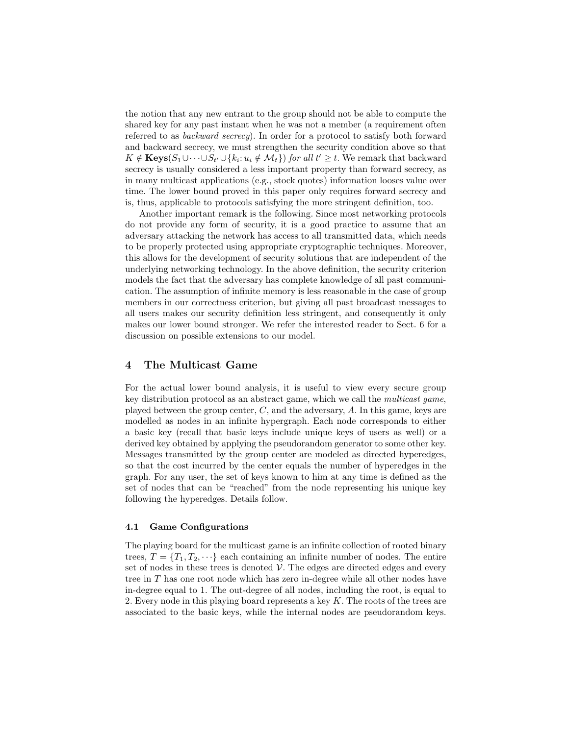the notion that any new entrant to the group should not be able to compute the shared key for any past instant when he was not a member (a requirement often referred to as *backward secrecy*). In order for a protocol to satisfy both forward and backward secrecy, we must strengthen the security condition above so that $K \notin \mathbf{Keys}(S_1 \cup \cdots \cup S_{t'} \cup \{k_i : u_i \notin \mathcal{M}_t\})$ *for all* $t' \geq t$. We remark that backward secrecy is usually considered a less important property than forward secrecy, as in many multicast applications (e.g., stock quotes) information looses value over time. The lower bound proved in this paper only requires forward secrecy and is, thus, applicable to protocols satisfying the more stringent definition, too.

Another important remark is the following. Since most networking protocols do not provide any form of security, it is a good practice to assume that an adversary attacking the network has access to all transmitted data, which needs to be properly protected using appropriate cryptographic techniques. Moreover, this allows for the development of security solutions that are independent of the underlying networking technology. In the above definition, the security criterion models the fact that the adversary has complete knowledge of all past communication. The assumption of infinite memory is less reasonable in the case of group members in our correctness criterion, but giving all past broadcast messages to all users makes our security definition less stringent, and consequently it only makes our lower bound stronger. We refer the interested reader to Sect. 6 for a discussion on possible extensions to our model.

## 4 The Multicast Game

For the actual lower bound analysis, it is useful to view every secure group key distribution protocol as an abstract game, which we call the *multicast game*, played between the group center, $C$, and the adversary, $A$. In this game, keys are modelled as nodes in an infinite hypergraph. Each node corresponds to either a basic key (recall that basic keys include unique keys of users as well) or a derived key obtained by applying the pseudorandom generator to some other key. Messages transmitted by the group center are modeled as directed hyperedges, so that the cost incurred by the center equals the number of hyperedges in the graph. For any user, the set of keys known to him at any time is defined as the set of nodes that can be "reached" from the node representing his unique key following the hyperedges. Details follow.

### 4.1 Game Configurations

The playing board for the multicast game is an infinite collection of rooted binary trees, $T = \{T_1, T_2, \cdots\}$ each containing an infinite number of nodes. The entire set of nodes in these trees is denoted $\mathcal{V}$. The edges are directed edges and every tree in $T$ has one root node which has zero in-degree while all other nodes have in-degree equal to 1. The out-degree of all nodes, including the root, is equal to 2. Every node in this playing board represents a key $K$. The roots of the trees are associated to the basic keys, while the internal nodes are pseudorandom keys.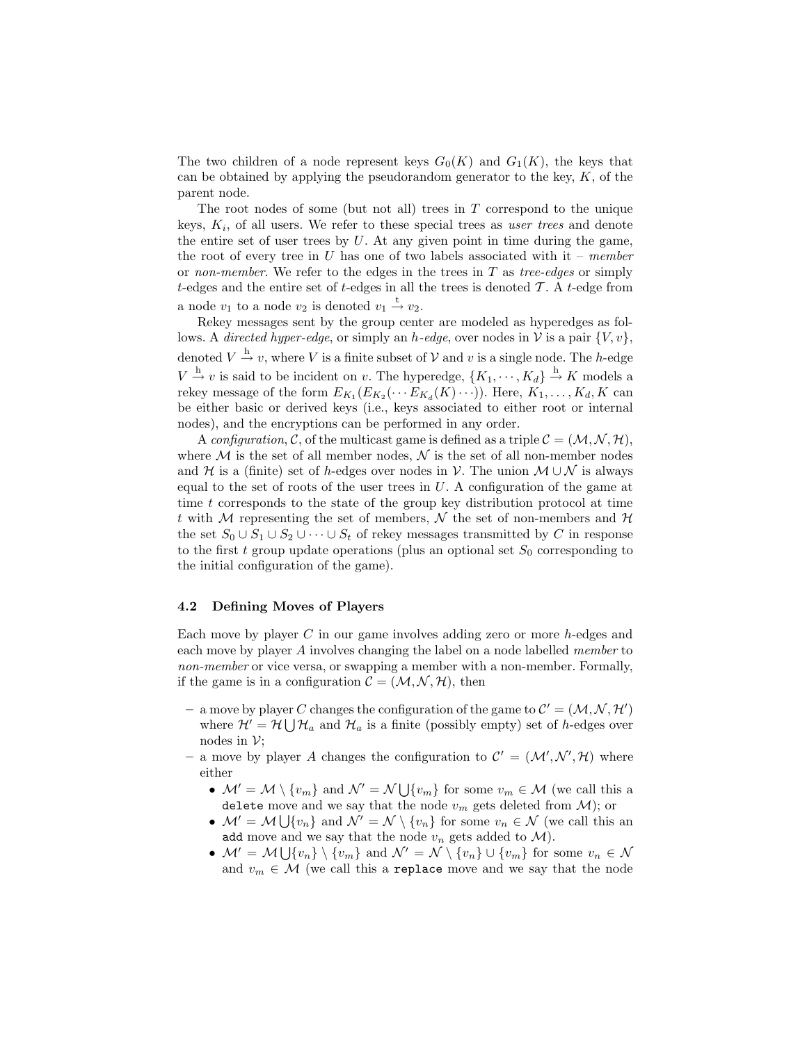The two children of a node represent keys $G_0(K)$ and $G_1(K)$, the keys that can be obtained by applying the pseudorandom generator to the key, $K$, of the parent node.

The root nodes of some (but not all) trees in $T$ correspond to the unique keys, $K_i$, of all users. We refer to these special trees as *user trees* and denote the entire set of user trees by $U$. At any given point in time during the game, the root of every tree in $U$ has one of two labels associated with it – *member* or *non-member*. We refer to the edges in the trees in $T$ as *tree-edges* or simply $t$-edges and the entire set of $t$-edges in all the trees is denoted $\mathcal{T}$. A $t$-edge from a node $v_1$ to a node $v_2$ is denoted $v_1 \xrightarrow{\text{t}} v_2$.

Rekey messages sent by the group center are modeled as hyperedges as follows. A *directed hyper-edge*, or simply an $h$-*edge*, over nodes in $\mathcal{V}$ is a pair $\{V, v\}$, denoted $V \xrightarrow{\text{h}} v$, where $V$ is a finite subset of $\mathcal{V}$ and $v$ is a single node. The $h$-edge $V \xrightarrow{\text{h}} v$ is said to be incident on $v$. The hyperedge, $\{K_1, \cdots, K_d\} \xrightarrow{\text{h}} K$ models a rekey message of the form $E_{K_1}(E_{K_2}(\cdots E_{K_d}(K)\cdots))$. Here, $K_1, \ldots, K_d, K$ can be either basic or derived keys (i.e., keys associated to either root or internal nodes), and the encryptions can be performed in any order.

A *configuration*, $\mathcal{C}$, of the multicast game is defined as a triple $\mathcal{C} = (\mathcal{M}, \mathcal{N}, \mathcal{H})$, where $\mathcal{M}$ is the set of all member nodes, $\mathcal{N}$ is the set of all non-member nodes and $\mathcal{H}$ is a (finite) set of $h$-edges over nodes in $\mathcal{V}$. The union $\mathcal{M} \cup \mathcal{N}$ is always equal to the set of roots of the user trees in $U$. A configuration of the game at time $t$ corresponds to the state of the group key distribution protocol at time $t$ with $\mathcal{M}$ representing the set of members, $\mathcal{N}$ the set of non-members and $\mathcal{H}$ the set $S_0 \cup S_1 \cup S_2 \cup \cdots \cup S_t$ of rekey messages transmitted by $C$ in response to the first $t$ group update operations (plus an optional set $S_0$ corresponding to the initial configuration of the game).

### 4.2 Defining Moves of Players

Each move by player $C$ in our game involves adding zero or more $h$-edges and each move by player $A$ involves changing the label on a node labelled *member* to *non-member* or vice versa, or swapping a member with a non-member. Formally, if the game is in a configuration $\mathcal{C} = (\mathcal{M}, \mathcal{N}, \mathcal{H})$, then

- a move by player $C$ changes the configuration of the game to $\mathcal{C}' = (\mathcal{M}, \mathcal{N}, \mathcal{H}')$ where $\mathcal{H}' = \mathcal{H} \bigcup \mathcal{H}_a$ and $\mathcal{H}_a$ is a finite (possibly empty) set of $h$-edges over nodes in $\mathcal{V}$;
- a move by player $A$ changes the configuration to $\mathcal{C}' = (\mathcal{M}', \mathcal{N}', \mathcal{H})$ where either
  - $\mathcal{M}' = \mathcal{M} \setminus \{v_m\}$ and $\mathcal{N}' = \mathcal{N} \bigcup \{v_m\}$ for some $v_m \in \mathcal{M}$ (we call this a `delete` move and we say that the node $v_m$ gets deleted from $\mathcal{M}$); or
  - $\mathcal{M}' = \mathcal{M} \bigcup \{v_n\}$ and $\mathcal{N}' = \mathcal{N} \setminus \{v_n\}$ for some $v_n \in \mathcal{N}$ (we call this an `add` move and we say that the node $v_n$ gets added to $\mathcal{M}$).
  - $\mathcal{M}' = \mathcal{M} \bigcup \{v_n\} \setminus \{v_m\}$ and $\mathcal{N}' = \mathcal{N} \setminus \{v_n\} \cup \{v_m\}$ for some $v_n \in \mathcal{N}$ and $v_m \in \mathcal{M}$ (we call this a `replace` move and we say that the node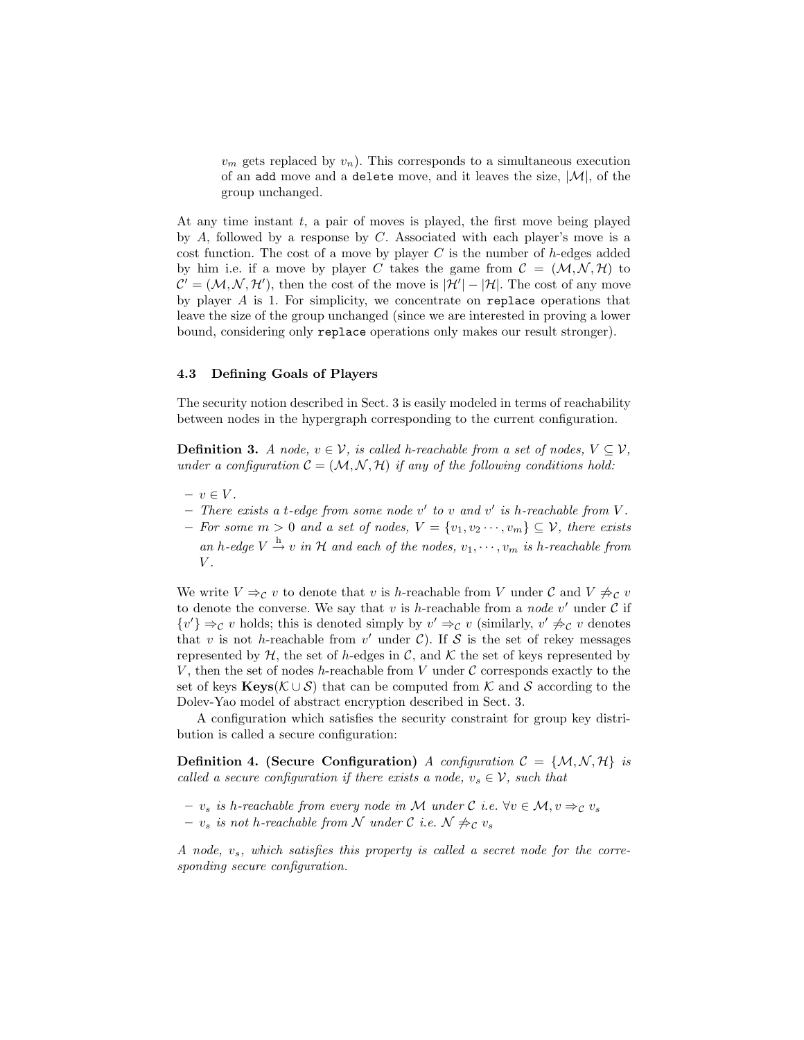$v_m$ gets replaced by $v_n$). This corresponds to a simultaneous execution of an `add` move and a `delete` move, and it leaves the size, $|\mathcal{M}|$, of the group unchanged.

At any time instant $t$, a pair of moves is played, the first move being played by $A$, followed by a response by $C$. Associated with each player's move is a cost function. The cost of a move by player $C$ is the number of $h$-edges added by him i.e. if a move by player $C$ takes the game from $\mathcal{C} = (\mathcal{M}, \mathcal{N}, \mathcal{H})$ to $\mathcal{C}' = (\mathcal{M}, \mathcal{N}, \mathcal{H}')$, then the cost of the move is $|\mathcal{H}'| - |\mathcal{H}|$. The cost of any move by player $A$ is 1. For simplicity, we concentrate on `replace` operations that leave the size of the group unchanged (since we are interested in proving a lower bound, considering only `replace` operations only makes our result stronger).

### 4.3 Defining Goals of Players

The security notion described in Sect. 3 is easily modeled in terms of reachability between nodes in the hypergraph corresponding to the current configuration.

**Definition 3.** *A node, $v \in \mathcal{V}$, is called h-reachable from a set of nodes, $V \subseteq \mathcal{V}$, under a configuration $\mathcal{C} = (\mathcal{M}, \mathcal{N}, \mathcal{H})$ if any of the following conditions hold:*

- *$v \in V$.*
- *There exists a t-edge from some node $v'$ to $v$ and $v'$ is h-reachable from $V$.*
- *For some $m > 0$ and a set of nodes, $V = \{v_1, v_2 \cdots, v_m\} \subseteq \mathcal{V}$, there exists an h-edge $V \xrightarrow{\text{h}} v$ in $\mathcal{H}$ and each of the nodes, $v_1, \cdots, v_m$ is h-reachable from $V$.*

We write $V \Rightarrow_{\mathcal{C}} v$ to denote that $v$ is $h$-reachable from $V$ under $\mathcal{C}$ and $V \not\Rightarrow_{\mathcal{C}} v$ to denote the converse. We say that $v$ is $h$-reachable from a *node* $v'$ under $\mathcal{C}$ if $\{v'\} \Rightarrow_{\mathcal{C}} v$ holds; this is denoted simply by $v' \Rightarrow_{\mathcal{C}} v$ (similarly, $v' \not\Rightarrow_{\mathcal{C}} v$ denotes that $v$ is not $h$-reachable from $v'$ under $\mathcal{C}$). If $\mathcal{S}$ is the set of rekey messages represented by $\mathcal{H}$, the set of $h$-edges in $\mathcal{C}$, and $\mathcal{K}$ the set of keys represented by $V$, then the set of nodes $h$-reachable from $V$ under $\mathcal{C}$ corresponds exactly to the set of keys $\mathbf{Keys}(\mathcal{K} \cup \mathcal{S})$ that can be computed from $\mathcal{K}$ and $\mathcal{S}$ according to the Dolev-Yao model of abstract encryption described in Sect. 3.

A configuration which satisfies the security constraint for group key distribution is called a secure configuration:

**Definition 4. (Secure Configuration)** *A configuration $\mathcal{C} = \{\mathcal{M}, \mathcal{N}, \mathcal{H}\}$ is called a secure configuration if there exists a node, $v_s \in \mathcal{V}$, such that*

- *$v_s$ is h-reachable from every node in $\mathcal{M}$ under $\mathcal{C}$ i.e. $\forall v \in \mathcal{M}, v \Rightarrow_{\mathcal{C}} v_s$*
- *$v_s$ is not h-reachable from $\mathcal{N}$ under $\mathcal{C}$ i.e. $\mathcal{N} \not\Rightarrow_{\mathcal{C}} v_s$*

*A node, $v_s$, which satisfies this property is called a secret node for the corresponding secure configuration.*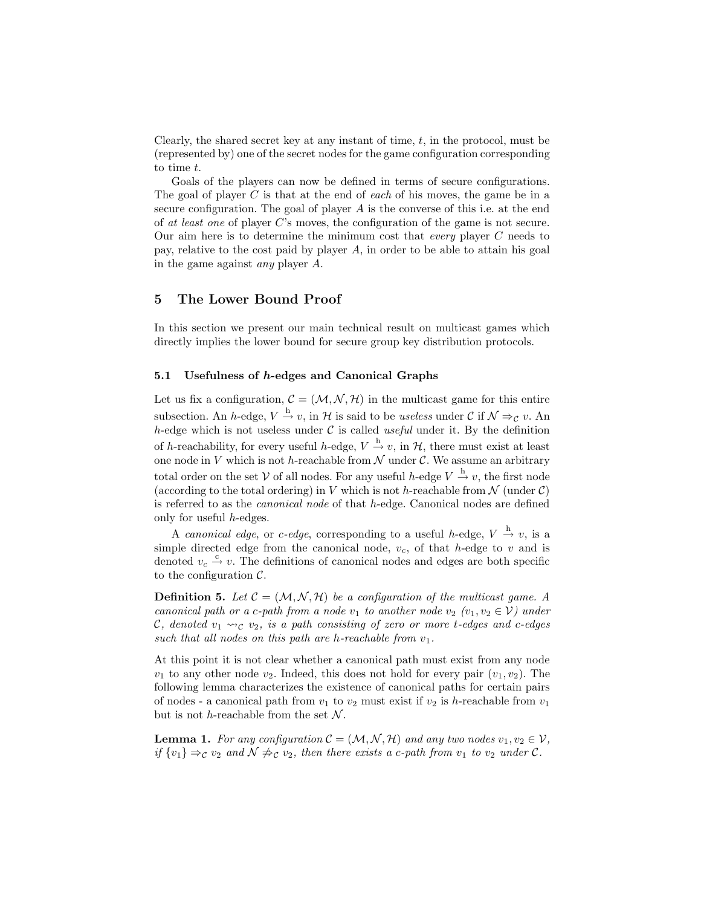Clearly, the shared secret key at any instant of time, $t$, in the protocol, must be (represented by) one of the secret nodes for the game configuration corresponding to time $t$.

Goals of the players can now be defined in terms of secure configurations. The goal of player $C$ is that at the end of *each* of his moves, the game be in a secure configuration. The goal of player $A$ is the converse of this i.e. at the end of *at least one* of player $C$'s moves, the configuration of the game is not secure. Our aim here is to determine the minimum cost that *every* player $C$ needs to pay, relative to the cost paid by player $A$, in order to be able to attain his goal in the game against *any* player $A$.

## 5 The Lower Bound Proof

In this section we present our main technical result on multicast games which directly implies the lower bound for secure group key distribution protocols.

### 5.1 Usefulness of *h*-edges and Canonical Graphs

Let us fix a configuration, $\mathcal{C} = (\mathcal{M}, \mathcal{N}, \mathcal{H})$ in the multicast game for this entire subsection. An $h$-edge, $V \stackrel{\text{h}}{\to} v$, in $\mathcal{H}$ is said to be *useless* under $\mathcal{C}$ if $\mathcal{N} \Rightarrow_{\mathcal{C}} v$. An $h$-edge which is not useless under $\mathcal{C}$ is called *useful* under it. By the definition of $h$-reachability, for every useful $h$-edge, $V \stackrel{\text{h}}{\to} v$, in $\mathcal{H}$, there must exist at least one node in $V$ which is not $h$-reachable from $\mathcal{N}$ under $\mathcal{C}$. We assume an arbitrary total order on the set $\mathcal{V}$ of all nodes. For any useful $h$-edge $V \stackrel{\text{h}}{\to} v$, the first node (according to the total ordering) in $V$ which is not $h$-reachable from $\mathcal{N}$ (under $\mathcal{C}$) is referred to as the *canonical node* of that $h$-edge. Canonical nodes are defined only for useful $h$-edges.

A *canonical edge*, or *c-edge*, corresponding to a useful $h$-edge, $V \stackrel{\text{h}}{\to} v$, is a simple directed edge from the canonical node, $v_c$, of that $h$-edge to $v$ and is denoted $v_c \stackrel{\text{c}}{\to} v$. The definitions of canonical nodes and edges are both specific to the configuration $\mathcal{C}$.

**Definition 5.** *Let $\mathcal{C} = (\mathcal{M}, \mathcal{N}, \mathcal{H})$ be a configuration of the multicast game. A canonical path or a c-path from a node $v_1$ to another node $v_2$ ($v_1, v_2 \in \mathcal{V}$) under $\mathcal{C}$, denoted $v_1 \rightsquigarrow_{\mathcal{C}} v_2$, is a path consisting of zero or more t-edges and c-edges such that all nodes on this path are h-reachable from $v_1$.*

At this point it is not clear whether a canonical path must exist from any node $v_1$ to any other node $v_2$. Indeed, this does not hold for every pair $(v_1, v_2)$. The following lemma characterizes the existence of canonical paths for certain pairs of nodes - a canonical path from $v_1$ to $v_2$ must exist if $v_2$ is $h$-reachable from $v_1$ but is not $h$-reachable from the set $\mathcal{N}$.

**Lemma 1.** *For any configuration $\mathcal{C} = (\mathcal{M}, \mathcal{N}, \mathcal{H})$ and any two nodes $v_1, v_2 \in \mathcal{V}$, if $\{v_1\} \Rightarrow_{\mathcal{C}} v_2$ and $\mathcal{N} \not\Rightarrow_{\mathcal{C}} v_2$, then there exists a c-path from $v_1$ to $v_2$ under $\mathcal{C}$.*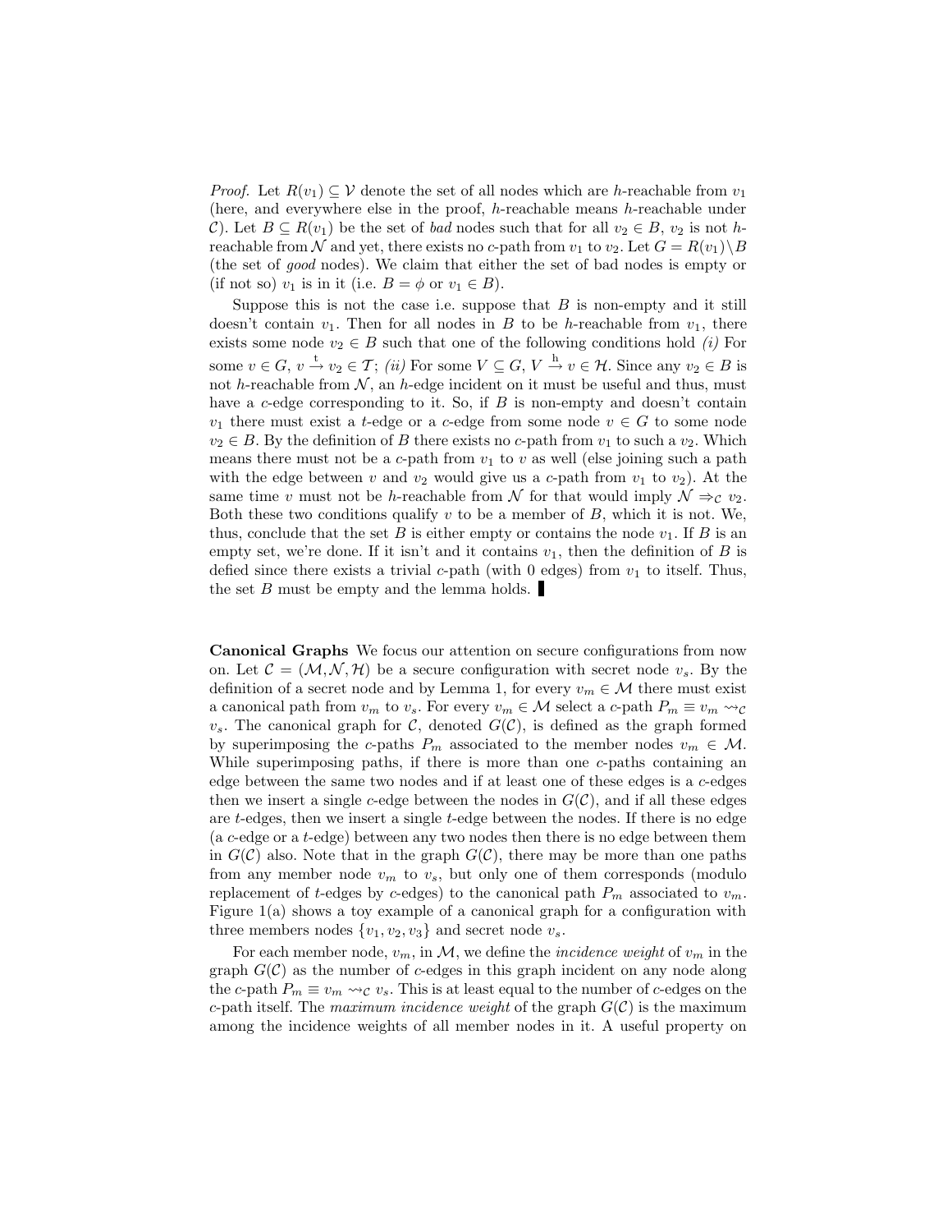*Proof.* Let $R(v_1) \subseteq \mathcal{V}$ denote the set of all nodes which are $h$-reachable from $v_1$ (here, and everywhere else in the proof, $h$-reachable means $h$-reachable under $\mathcal{C}$). Let $B \subseteq R(v_1)$ be the set of *bad* nodes such that for all $v_2 \in B$, $v_2$ is not $h$-reachable from $\mathcal{N}$ and yet, there exists no $c$-path from $v_1$ to $v_2$. Let $G = R(v_1) \backslash B$ (the set of *good* nodes). We claim that either the set of bad nodes is empty or (if not so) $v_1$ is in it (i.e. $B = \phi$ or $v_1 \in B$).

Suppose this is not the case i.e. suppose that $B$ is non-empty and it still doesn't contain $v_1$. Then for all nodes in $B$ to be $h$-reachable from $v_1$, there exists some node $v_2 \in B$ such that one of the following conditions hold *(i)* For some $v \in G$, $v \xrightarrow{\text{t}} v_2 \in \mathcal{T}$; *(ii)* For some $V \subseteq G$, $V \xrightarrow{\text{h}} v \in \mathcal{H}$. Since any $v_2 \in B$ is not $h$-reachable from $\mathcal{N}$, an $h$-edge incident on it must be useful and thus, must have a $c$-edge corresponding to it. So, if $B$ is non-empty and doesn't contain $v_1$ there must exist a $t$-edge or a $c$-edge from some node $v \in G$ to some node $v_2 \in B$. By the definition of $B$ there exists no $c$-path from $v_1$ to such a $v_2$. Which means there must not be a $c$-path from $v_1$ to $v$ as well (else joining such a path with the edge between $v$ and $v_2$ would give us a $c$-path from $v_1$ to $v_2$). At the same time $v$ must not be $h$-reachable from $\mathcal{N}$ for that would imply $\mathcal{N} \Rightarrow_{\mathcal{C}} v_2$. Both these two conditions qualify $v$ to be a member of $B$, which it is not. We, thus, conclude that the set $B$ is either empty or contains the node $v_1$. If $B$ is an empty set, we're done. If it isn't and it contains $v_1$, then the definition of $B$ is defied since there exists a trivial $c$-path (with 0 edges) from $v_1$ to itself. Thus, the set $B$ must be empty and the lemma holds. ∎

**Canonical Graphs** We focus our attention on secure configurations from now on. Let $\mathcal{C} = (\mathcal{M}, \mathcal{N}, \mathcal{H})$ be a secure configuration with secret node $v_s$. By the definition of a secret node and by Lemma 1, for every $v_m \in \mathcal{M}$ there must exist a canonical path from $v_m$ to $v_s$. For every $v_m \in \mathcal{M}$ select a $c$-path $P_m \equiv v_m \rightsquigarrow_{\mathcal{C}} v_s$. The canonical graph for $\mathcal{C}$, denoted $G(\mathcal{C})$, is defined as the graph formed by superimposing the $c$-paths $P_m$ associated to the member nodes $v_m \in \mathcal{M}$. While superimposing paths, if there is more than one $c$-paths containing an edge between the same two nodes and if at least one of these edges is a $c$-edges then we insert a single $c$-edge between the nodes in $G(\mathcal{C})$, and if all these edges are $t$-edges, then we insert a single $t$-edge between the nodes. If there is no edge (a $c$-edge or a $t$-edge) between any two nodes then there is no edge between them in $G(\mathcal{C})$ also. Note that in the graph $G(\mathcal{C})$, there may be more than one paths from any member node $v_m$ to $v_s$, but only one of them corresponds (modulo replacement of $t$-edges by $c$-edges) to the canonical path $P_m$ associated to $v_m$. Figure 1(a) shows a toy example of a canonical graph for a configuration with three members nodes $\{v_1, v_2, v_3\}$ and secret node $v_s$.

For each member node, $v_m$, in $\mathcal{M}$, we define the *incidence weight* of $v_m$ in the graph $G(\mathcal{C})$ as the number of $c$-edges in this graph incident on any node along the $c$-path $P_m \equiv v_m \rightsquigarrow_{\mathcal{C}} v_s$. This is at least equal to the number of $c$-edges on the $c$-path itself. The *maximum incidence weight* of the graph $G(\mathcal{C})$ is the maximum among the incidence weights of all member nodes in it. A useful property on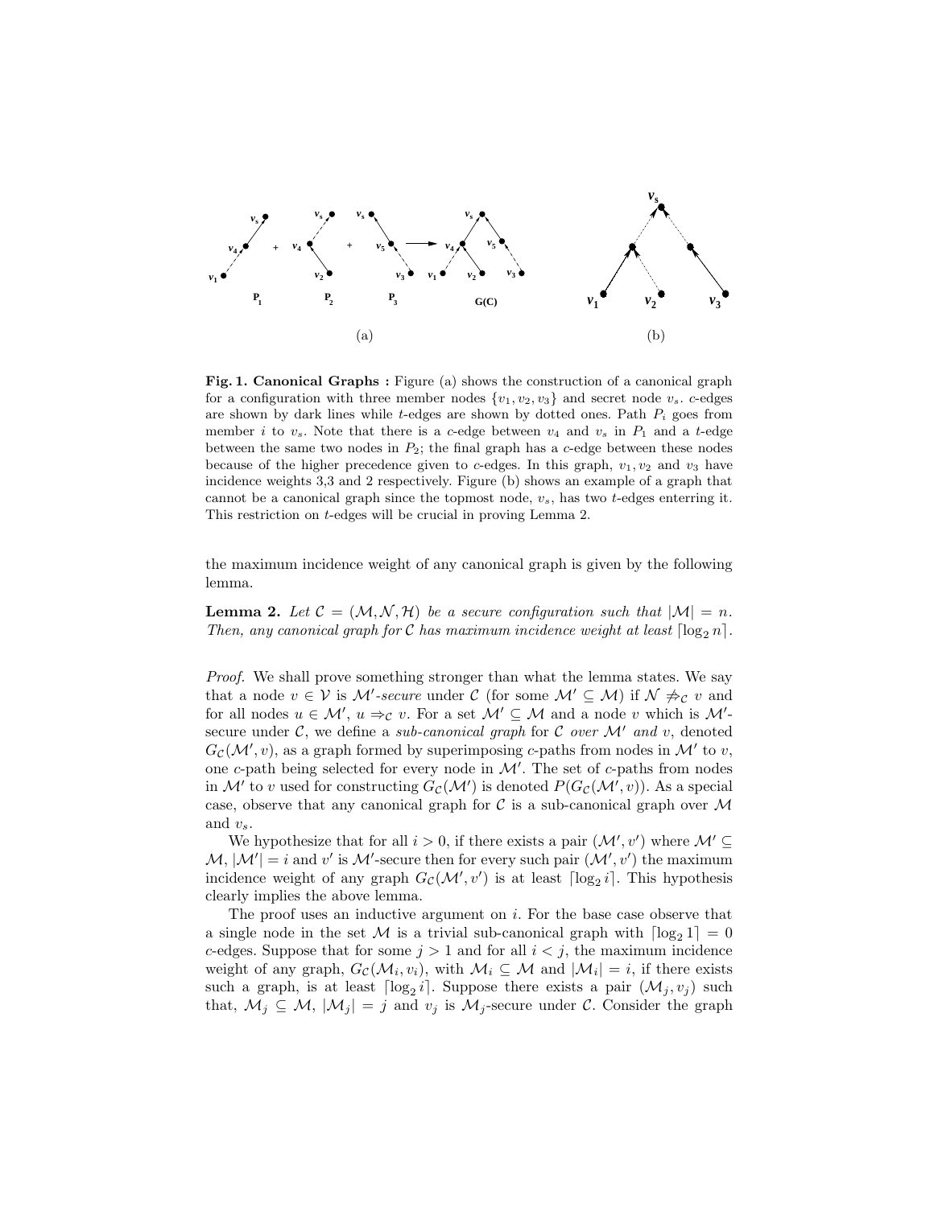$v_s$

$v_4$

$v_1$

$P_1$

$v_s$

$v_4$

$v_2$

$P_2$

$v_s$

$v_5$

$v_3$

$P_3$

$v_s$

$v_4$

$v_5$

$v_1$

$v_2$

$v_3$

G(C)

(a)

$v_s$

$v_1$

$v_2$

$v_3$

(b)

**Fig. 1. Canonical Graphs :** Figure (a) shows the construction of a canonical graph for a configuration with three member nodes $\{v_1, v_2, v_3\}$ and secret node $v_s$. $c$-edges are shown by dark lines while $t$-edges are shown by dotted ones. Path $P_i$ goes from member $i$ to $v_s$. Note that there is a $c$-edge between $v_4$ and $v_s$ in $P_1$ and a $t$-edge between the same two nodes in $P_2$; the final graph has a $c$-edge between these nodes because of the higher precedence given to $c$-edges. In this graph, $v_1, v_2$ and $v_3$ have incidence weights 3,3 and 2 respectively. Figure (b) shows an example of a graph that cannot be a canonical graph since the topmost node, $v_s$, has two $t$-edges enterring it. This restriction on $t$-edges will be crucial in proving Lemma 2.

the maximum incidence weight of any canonical graph is given by the following lemma.

**Lemma 2.** *Let $\mathcal{C} = (\mathcal{M}, \mathcal{N}, \mathcal{H})$ be a secure configuration such that $|\mathcal{M}| = n$. Then, any canonical graph for $\mathcal{C}$ has maximum incidence weight at least $\lceil \log_2 n \rceil$.*

*Proof.* We shall prove something stronger than what the lemma states. We say that a node $v \in \mathcal{V}$ is $\mathcal{M}'$*-secure* under $\mathcal{C}$ (for some $\mathcal{M}' \subseteq \mathcal{M}$) if $\mathcal{N} \not\Rightarrow_{\mathcal{C}} v$ and for all nodes $u \in \mathcal{M}'$, $u \Rightarrow_{\mathcal{C}} v$. For a set $\mathcal{M}' \subseteq \mathcal{M}$ and a node $v$ which is $\mathcal{M}'$-secure under $\mathcal{C}$, we define a *sub-canonical graph* for $\mathcal{C}$ *over* $\mathcal{M}'$ *and* $v$, denoted $G_{\mathcal{C}}(\mathcal{M}', v)$, as a graph formed by superimposing $c$-paths from nodes in $\mathcal{M}'$ to $v$, one $c$-path being selected for every node in $\mathcal{M}'$. The set of $c$-paths from nodes in $\mathcal{M}'$ to $v$ used for constructing $G_{\mathcal{C}}(\mathcal{M}')$ is denoted $P(G_{\mathcal{C}}(\mathcal{M}', v))$. As a special case, observe that any canonical graph for $\mathcal{C}$ is a sub-canonical graph over $\mathcal{M}$ and $v_s$.

We hypothesize that for all $i > 0$, if there exists a pair $(\mathcal{M}', v')$ where $\mathcal{M}' \subseteq \mathcal{M}$, $|\mathcal{M}'| = i$ and $v'$ is $\mathcal{M}'$-secure then for every such pair $(\mathcal{M}', v')$ the maximum incidence weight of any graph $G_{\mathcal{C}}(\mathcal{M}', v')$ is at least $\lceil \log_2 i \rceil$. This hypothesis clearly implies the above lemma.

The proof uses an inductive argument on $i$. For the base case observe that a single node in the set $\mathcal{M}$ is a trivial sub-canonical graph with $\lceil \log_2 1 \rceil = 0$ $c$-edges. Suppose that for some $j > 1$ and for all $i < j$, the maximum incidence weight of any graph, $G_{\mathcal{C}}(\mathcal{M}_i, v_i)$, with $\mathcal{M}_i \subseteq \mathcal{M}$ and $|\mathcal{M}_i| = i$, if there exists such a graph, is at least $\lceil \log_2 i \rceil$. Suppose there exists a pair $(\mathcal{M}_j, v_j)$ such that, $\mathcal{M}_j \subseteq \mathcal{M}$, $|\mathcal{M}_j| = j$ and $v_j$ is $\mathcal{M}_j$-secure under $\mathcal{C}$. Consider the graph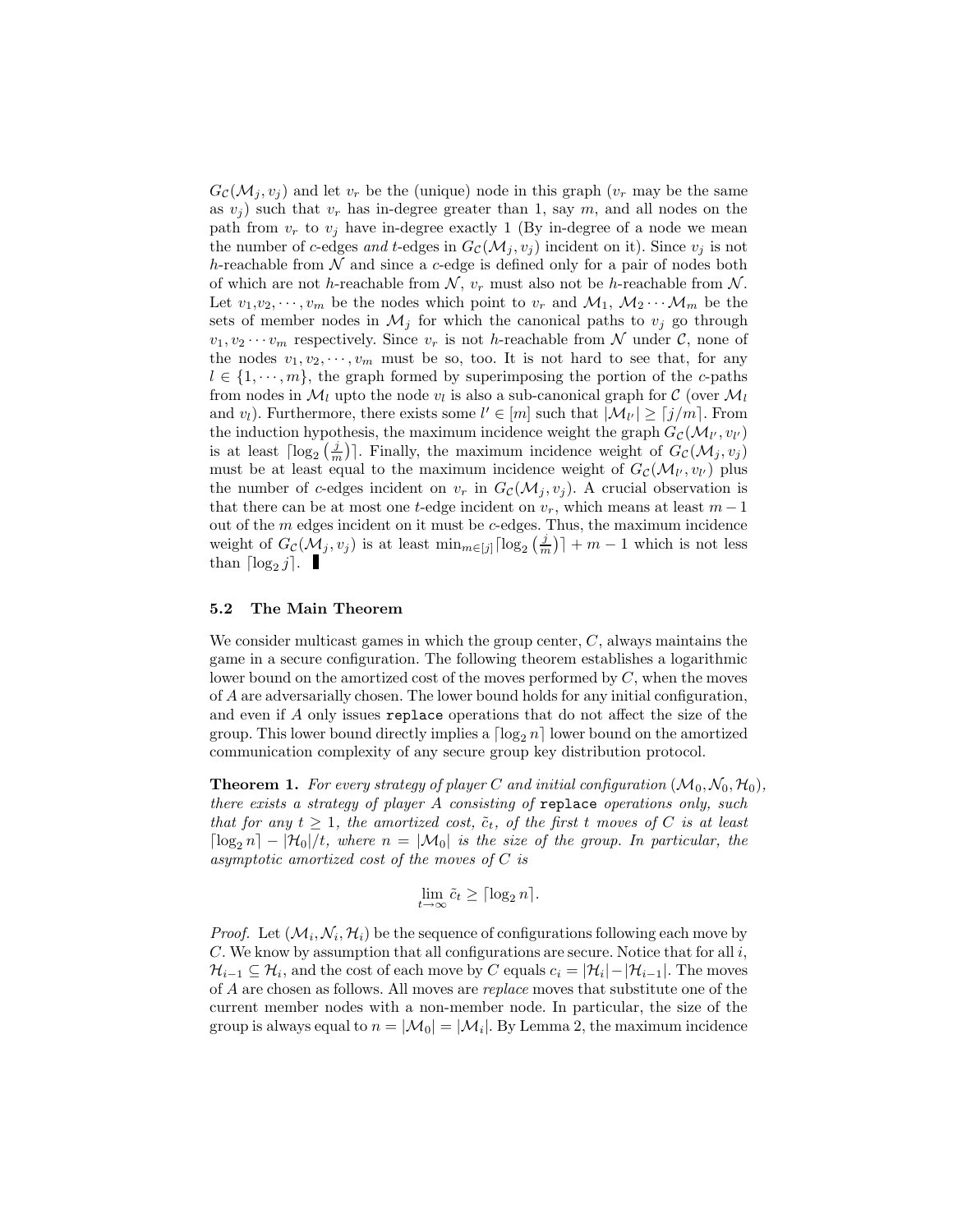$G_{\mathcal{C}}(\mathcal{M}_j, v_j)$ and let $v_r$ be the (unique) node in this graph ($v_r$ may be the same as $v_j$) such that $v_r$ has in-degree greater than 1, say $m$, and all nodes on the path from $v_r$ to $v_j$ have in-degree exactly 1 (By in-degree of a node we mean the number of *c*-edges *and* *t*-edges in $G_{\mathcal{C}}(\mathcal{M}_j, v_j)$ incident on it). Since $v_j$ is not *h*-reachable from $\mathcal{N}$ and since a *c*-edge is defined only for a pair of nodes both of which are not *h*-reachable from $\mathcal{N}$, $v_r$ must also not be *h*-reachable from $\mathcal{N}$. Let $v_1, v_2, \cdots, v_m$ be the nodes which point to $v_r$ and $\mathcal{M}_1, \mathcal{M}_2 \cdots \mathcal{M}_m$ be the sets of member nodes in $\mathcal{M}_j$ for which the canonical paths to $v_j$ go through $v_1, v_2 \cdots v_m$ respectively. Since $v_r$ is not *h*-reachable from $\mathcal{N}$ under $\mathcal{C}$, none of the nodes $v_1, v_2, \cdots, v_m$ must be so, too. It is not hard to see that, for any $l \in \{1, \cdots, m\}$, the graph formed by superimposing the portion of the *c*-paths from nodes in $\mathcal{M}_l$ upto the node $v_l$ is also a sub-canonical graph for $\mathcal{C}$ (over $\mathcal{M}_l$ and $v_l$). Furthermore, there exists some $l' \in [m]$ such that $|\mathcal{M}_{l'}| \geq \lceil j/m \rceil$. From the induction hypothesis, the maximum incidence weight the graph $G_{\mathcal{C}}(\mathcal{M}_{l'}, v_{l'})$ is at least $\lceil \log_2 \left(\frac{j}{m}\right) \rceil$. Finally, the maximum incidence weight of $G_{\mathcal{C}}(\mathcal{M}_j, v_j)$ must be at least equal to the maximum incidence weight of $G_{\mathcal{C}}(\mathcal{M}_{l'}, v_{l'})$ plus the number of *c*-edges incident on $v_r$ in $G_{\mathcal{C}}(\mathcal{M}_j, v_j)$. A crucial observation is that there can be at most one *t*-edge incident on $v_r$, which means at least $m-1$ out of the $m$ edges incident on it must be *c*-edges. Thus, the maximum incidence weight of $G_{\mathcal{C}}(\mathcal{M}_j, v_j)$ is at least $\min_{m \in [j]} \lceil \log_2 \left(\frac{j}{m}\right) \rceil + m - 1$ which is not less than $\lceil \log_2 j \rceil$. ∎

### 5.2 The Main Theorem

We consider multicast games in which the group center, $C$, always maintains the game in a secure configuration. The following theorem establishes a logarithmic lower bound on the amortized cost of the moves performed by $C$, when the moves of $A$ are adversarially chosen. The lower bound holds for any initial configuration, and even if $A$ only issues `replace` operations that do not affect the size of the group. This lower bound directly implies a $\lceil \log_2 n \rceil$ lower bound on the amortized communication complexity of any secure group key distribution protocol.

**Theorem 1.** *For every strategy of player $C$ and initial configuration $(\mathcal{M}_0, \mathcal{N}_0, \mathcal{H}_0)$, there exists a strategy of player $A$ consisting of `replace` operations only, such that for any $t \geq 1$, the amortized cost, $\tilde{c}_t$, of the first $t$ moves of $C$ is at least $\lceil \log_2 n \rceil - |\mathcal{H}_0|/t$, where $n = |\mathcal{M}_0|$ is the size of the group. In particular, the asymptotic amortized cost of the moves of $C$ is*

$$\lim_{t \to \infty} \tilde{c}_t \geq \lceil \log_2 n \rceil.$$

*Proof.* Let $(\mathcal{M}_i, \mathcal{N}_i, \mathcal{H}_i)$ be the sequence of configurations following each move by $C$. We know by assumption that all configurations are secure. Notice that for all $i$, $\mathcal{H}_{i-1} \subseteq \mathcal{H}_i$, and the cost of each move by $C$ equals $c_i = |\mathcal{H}_i| - |\mathcal{H}_{i-1}|$. The moves of $A$ are chosen as follows. All moves are *replace* moves that substitute one of the current member nodes with a non-member node. In particular, the size of the group is always equal to $n = |\mathcal{M}_0| = |\mathcal{M}_i|$. By Lemma 2, the maximum incidence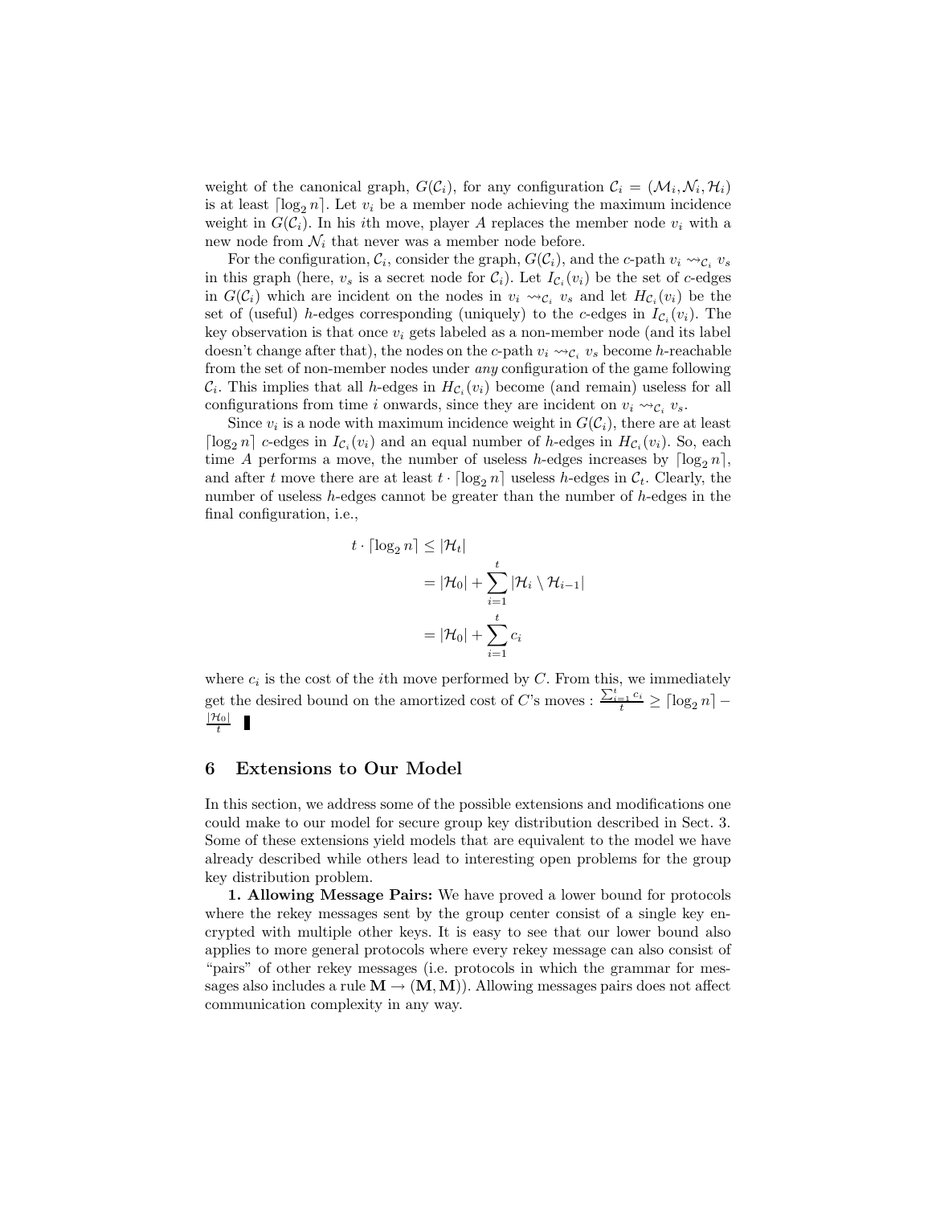weight of the canonical graph, $G(\mathcal{C}_i)$, for any configuration $\mathcal{C}_i = (\mathcal{M}_i, \mathcal{N}_i, \mathcal{H}_i)$ is at least $\lceil \log_2 n \rceil$. Let $v_i$ be a member node achieving the maximum incidence weight in $G(\mathcal{C}_i)$. In his $i$th move, player $A$ replaces the member node $v_i$ with a new node from $\mathcal{N}_i$ that never was a member node before.

For the configuration, $\mathcal{C}_i$, consider the graph, $G(\mathcal{C}_i)$, and the $c$-path $v_i \rightsquigarrow_{\mathcal{C}_i} v_s$ in this graph (here, $v_s$ is a secret node for $\mathcal{C}_i$). Let $I_{\mathcal{C}_i}(v_i)$ be the set of $c$-edges in $G(\mathcal{C}_i)$ which are incident on the nodes in $v_i \rightsquigarrow_{\mathcal{C}_i} v_s$ and let $H_{\mathcal{C}_i}(v_i)$ be the set of (useful) $h$-edges corresponding (uniquely) to the $c$-edges in $I_{\mathcal{C}_i}(v_i)$. The key observation is that once $v_i$ gets labeled as a non-member node (and its label doesn't change after that), the nodes on the $c$-path $v_i \rightsquigarrow_{\mathcal{C}_i} v_s$ become $h$-reachable from the set of non-member nodes under *any* configuration of the game following $\mathcal{C}_i$. This implies that all $h$-edges in $H_{\mathcal{C}_i}(v_i)$ become (and remain) useless for all configurations from time $i$ onwards, since they are incident on $v_i \rightsquigarrow_{\mathcal{C}_i} v_s$.

Since $v_i$ is a node with maximum incidence weight in $G(\mathcal{C}_i)$, there are at least $\lceil \log_2 n \rceil$ $c$-edges in $I_{\mathcal{C}_i}(v_i)$ and an equal number of $h$-edges in $H_{\mathcal{C}_i}(v_i)$. So, each time $A$ performs a move, the number of useless $h$-edges increases by $\lceil \log_2 n \rceil$, and after $t$ move there are at least $t \cdot \lceil \log_2 n \rceil$ useless $h$-edges in $\mathcal{C}_t$. Clearly, the number of useless $h$-edges cannot be greater than the number of $h$-edges in the final configuration, i.e.,

$$
\begin{aligned}
t \cdot \lceil \log_2 n \rceil &\leq |\mathcal{H}_t| \\
&= |\mathcal{H}_0| + \sum_{i=1}^{t} |\mathcal{H}_i \setminus \mathcal{H}_{i-1}| \\
&= |\mathcal{H}_0| + \sum_{i=1}^{t} c_i
\end{aligned}
$$

where $c_i$ is the cost of the $i$th move performed by $C$. From this, we immediately get the desired bound on the amortized cost of $C$'s moves : $\frac{\sum_{i=1}^{t} c_i}{t} \geq \lceil \log_2 n \rceil - \frac{|\mathcal{H}_0|}{t}$ ∎

## 6 Extensions to Our Model

In this section, we address some of the possible extensions and modifications one could make to our model for secure group key distribution described in Sect. 3. Some of these extensions yield models that are equivalent to the model we have already described while others lead to interesting open problems for the group key distribution problem.

**1. Allowing Message Pairs:** We have proved a lower bound for protocols where the rekey messages sent by the group center consist of a single key encrypted with multiple other keys. It is easy to see that our lower bound also applies to more general protocols where every rekey message can also consist of "pairs" of other rekey messages (i.e. protocols in which the grammar for messages also includes a rule $\mathbf{M} \rightarrow (\mathbf{M}, \mathbf{M})$). Allowing messages pairs does not affect communication complexity in any way.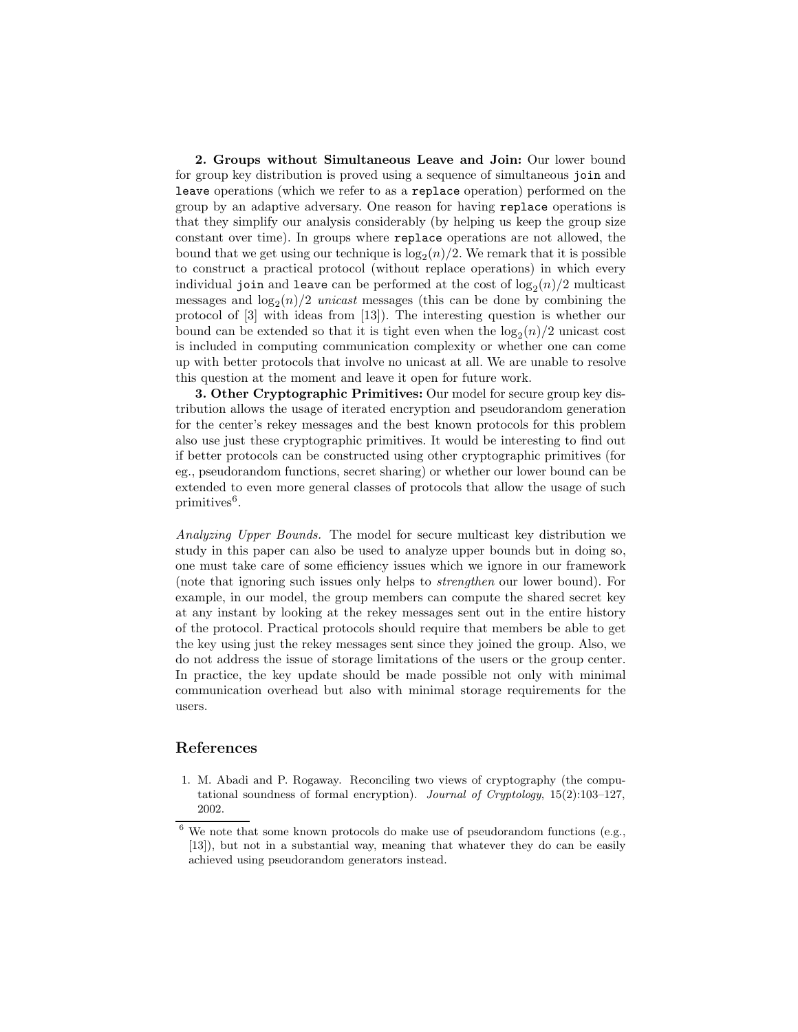**2. Groups without Simultaneous Leave and Join:** Our lower bound for group key distribution is proved using a sequence of simultaneous `join` and `leave` operations (which we refer to as a `replace` operation) performed on the group by an adaptive adversary. One reason for having `replace` operations is that they simplify our analysis considerably (by helping us keep the group size constant over time). In groups where `replace` operations are not allowed, the bound that we get using our technique is $\log_2(n)/2$. We remark that it is possible to construct a practical protocol (without replace operations) in which every individual `join` and `leave` can be performed at the cost of $\log_2(n)/2$ multicast messages and $\log_2(n)/2$ *unicast* messages (this can be done by combining the protocol of [3] with ideas from [13]). The interesting question is whether our bound can be extended so that it is tight even when the $\log_2(n)/2$ unicast cost is included in computing communication complexity or whether one can come up with better protocols that involve no unicast at all. We are unable to resolve this question at the moment and leave it open for future work.

**3. Other Cryptographic Primitives:** Our model for secure group key distribution allows the usage of iterated encryption and pseudorandom generation for the center's rekey messages and the best known protocols for this problem also use just these cryptographic primitives. It would be interesting to find out if better protocols can be constructed using other cryptographic primitives (for eg., pseudorandom functions, secret sharing) or whether our lower bound can be extended to even more general classes of protocols that allow the usage of such primitives[6].

*Analyzing Upper Bounds.* The model for secure multicast key distribution we study in this paper can also be used to analyze upper bounds but in doing so, one must take care of some efficiency issues which we ignore in our framework (note that ignoring such issues only helps to *strengthen* our lower bound). For example, in our model, the group members can compute the shared secret key at any instant by looking at the rekey messages sent out in the entire history of the protocol. Practical protocols should require that members be able to get the key using just the rekey messages sent since they joined the group. Also, we do not address the issue of storage limitations of the users or the group center. In practice, the key update should be made possible not only with minimal communication overhead but also with minimal storage requirements for the users.

## References

1. M. Abadi and P. Rogaway. Reconciling two views of cryptography (the computational soundness of formal encryption). *Journal of Cryptology*, 15(2):103–127, 2002.

[6] We note that some known protocols do make use of pseudorandom functions (e.g., [13]), but not in a substantial way, meaning that whatever they do can be easily achieved using pseudorandom generators instead.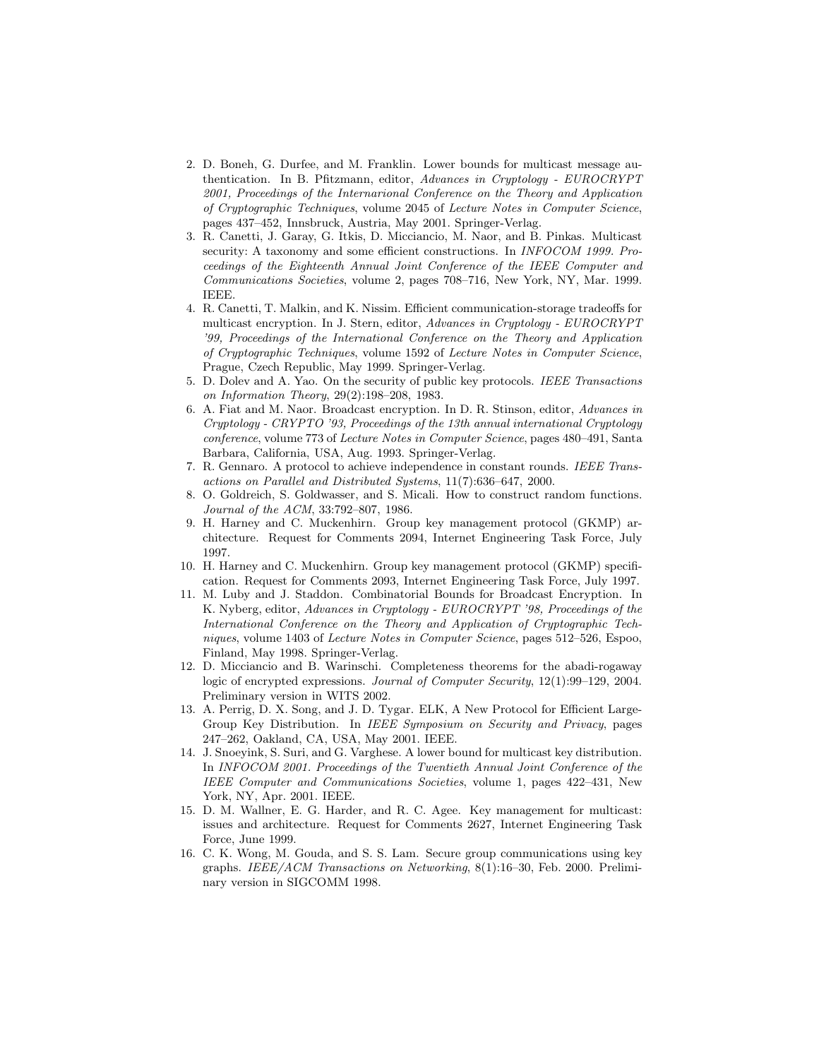2. D. Boneh, G. Durfee, and M. Franklin. Lower bounds for multicast message authentication. In B. Pfitzmann, editor, *Advances in Cryptology - EUROCRYPT 2001, Proceedings of the Internarional Conference on the Theory and Application of Cryptographic Techniques*, volume 2045 of *Lecture Notes in Computer Science*, pages 437–452, Innsbruck, Austria, May 2001. Springer-Verlag.
3. R. Canetti, J. Garay, G. Itkis, D. Micciancio, M. Naor, and B. Pinkas. Multicast security: A taxonomy and some efficient constructions. In *INFOCOM 1999. Proceedings of the Eighteenth Annual Joint Conference of the IEEE Computer and Communications Societies*, volume 2, pages 708–716, New York, NY, Mar. 1999. IEEE.
4. R. Canetti, T. Malkin, and K. Nissim. Efficient communication-storage tradeoffs for multicast encryption. In J. Stern, editor, *Advances in Cryptology - EUROCRYPT '99, Proceedings of the International Conference on the Theory and Application of Cryptographic Techniques*, volume 1592 of *Lecture Notes in Computer Science*, Prague, Czech Republic, May 1999. Springer-Verlag.
5. D. Dolev and A. Yao. On the security of public key protocols. *IEEE Transactions on Information Theory*, 29(2):198–208, 1983.
6. A. Fiat and M. Naor. Broadcast encryption. In D. R. Stinson, editor, *Advances in Cryptology - CRYPTO '93, Proceedings of the 13th annual international Cryptology conference*, volume 773 of *Lecture Notes in Computer Science*, pages 480–491, Santa Barbara, California, USA, Aug. 1993. Springer-Verlag.
7. R. Gennaro. A protocol to achieve independence in constant rounds. *IEEE Transactions on Parallel and Distributed Systems*, 11(7):636–647, 2000.
8. O. Goldreich, S. Goldwasser, and S. Micali. How to construct random functions. *Journal of the ACM*, 33:792–807, 1986.
9. H. Harney and C. Muckenhirn. Group key management protocol (GKMP) architecture. Request for Comments 2094, Internet Engineering Task Force, July 1997.
10. H. Harney and C. Muckenhirn. Group key management protocol (GKMP) specification. Request for Comments 2093, Internet Engineering Task Force, July 1997.
11. M. Luby and J. Staddon. Combinatorial Bounds for Broadcast Encryption. In K. Nyberg, editor, *Advances in Cryptology - EUROCRYPT '98, Proceedings of the International Conference on the Theory and Application of Cryptographic Techniques*, volume 1403 of *Lecture Notes in Computer Science*, pages 512–526, Espoo, Finland, May 1998. Springer-Verlag.
12. D. Micciancio and B. Warinschi. Completeness theorems for the abadi-rogaway logic of encrypted expressions. *Journal of Computer Security*, 12(1):99–129, 2004. Preliminary version in WITS 2002.
13. A. Perrig, D. X. Song, and J. D. Tygar. ELK, A New Protocol for Efficient Large-Group Key Distribution. In *IEEE Symposium on Security and Privacy*, pages 247–262, Oakland, CA, USA, May 2001. IEEE.
14. J. Snoeyink, S. Suri, and G. Varghese. A lower bound for multicast key distribution. In *INFOCOM 2001. Proceedings of the Twentieth Annual Joint Conference of the IEEE Computer and Communications Societies*, volume 1, pages 422–431, New York, NY, Apr. 2001. IEEE.
15. D. M. Wallner, E. G. Harder, and R. C. Agee. Key management for multicast: issues and architecture. Request for Comments 2627, Internet Engineering Task Force, June 1999.
16. C. K. Wong, M. Gouda, and S. S. Lam. Secure group communications using key graphs. *IEEE/ACM Transactions on Networking*, 8(1):16–30, Feb. 2000. Preliminary version in SIGCOMM 1998.